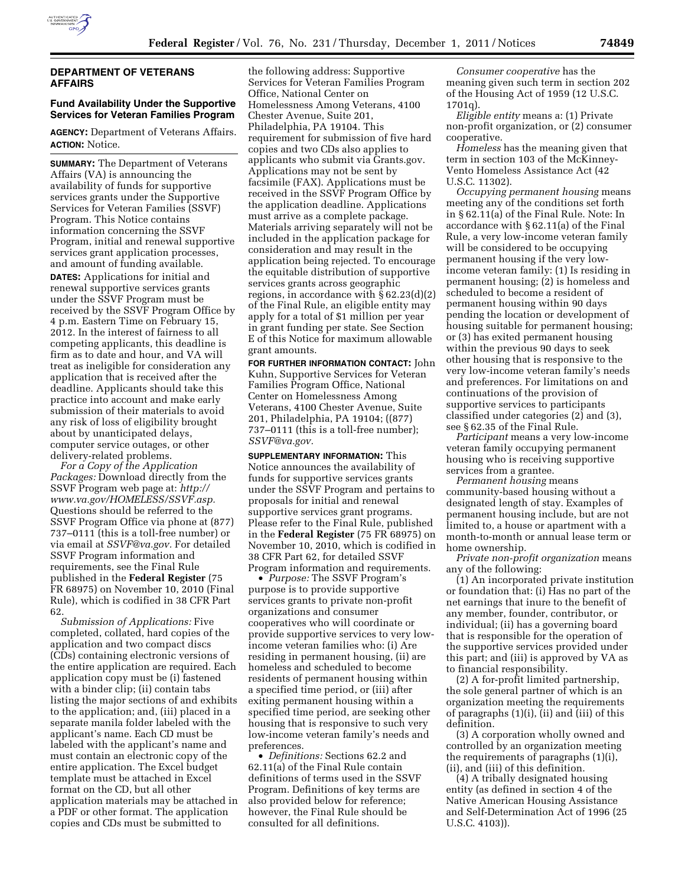## DEPARTMENT OF VETERANS AFFAIRS

### Fund Availability Under the Supportive Services for Veteran Families Program

**AGENCY:** Department of Veterans Affairs.

**ACTION:** Notice.

**SUMMARY:** The Department of Veterans Affairs (VA) is announcing the availability of funds for supportive services grants under the Supportive Services for Veteran Families (SSVF) Program. This Notice contains information concerning the SSVF Program, initial and renewal supportive services grant application processes, and amount of funding available.

**DATES:** Applications for initial and renewal supportive services grants under the SSVF Program must be received by the SSVF Program Office by 4 p.m. Eastern Time on February 15, 2012. In the interest of fairness to all competing applicants, this deadline is firm as to date and hour, and VA will treat as ineligible for consideration any application that is received after the deadline. Applicants should take this practice into account and make early submission of their materials to avoid any risk of loss of eligibility brought about by unanticipated delays, computer service outages, or other delivery-related problems.

*For a Copy of the Application Packages:* Download directly from the SSVF Program web page at: *http://www.va.gov/HOMELESS/SSVF.asp.* Questions should be referred to the SSVF Program Office via phone at (877) 737–0111 (this is a toll-free number) or via email at *SSVF@va.gov.* For detailed SSVF Program information and requirements, see the Final Rule published in the **Federal Register** (75 FR 68975) on November 10, 2010 (Final Rule), which is codified in 38 CFR Part 62.

*Submission of Applications:* Five completed, collated, hard copies of the application and two compact discs (CDs) containing electronic versions of the entire application are required. Each application copy must be (i) fastened with a binder clip; (ii) contain tabs listing the major sections of and exhibits to the application; and, (iii) placed in a separate manila folder labeled with the applicant's name. Each CD must be labeled with the applicant's name and must contain an electronic copy of the entire application. The Excel budget template must be attached in Excel format on the CD, but all other application materials may be attached in a PDF or other format. The application copies and CDs must be submitted to the following address: Supportive Services for Veteran Families Program Office, National Center on Homelessness Among Veterans, 4100 Chester Avenue, Suite 201, Philadelphia, PA 19104. This requirement for submission of five hard copies and two CDs also applies to applicants who submit via Grants.gov. Applications may not be sent by facsimile (FAX). Applications must be received in the SSVF Program Office by the application deadline. Applications must arrive as a complete package. Materials arriving separately will not be included in the application package for consideration and may result in the application being rejected. To encourage the equitable distribution of supportive services grants across geographic regions, in accordance with § 62.23(d)(2) of the Final Rule, an eligible entity may apply for a total of $1 million per year in grant funding per state. See Section E of this Notice for maximum allowable grant amounts.

**FOR FURTHER INFORMATION CONTACT:** John Kuhn, Supportive Services for Veteran Families Program Office, National Center on Homelessness Among Veterans, 4100 Chester Avenue, Suite 201, Philadelphia, PA 19104; ((877) 737–0111 (this is a toll-free number); *SSVF@va.gov.*

**SUPPLEMENTARY INFORMATION:** This Notice announces the availability of funds for supportive services grants under the SSVF Program and pertains to proposals for initial and renewal supportive services grant programs. Please refer to the Final Rule, published in the **Federal Register** (75 FR 68975) on November 10, 2010, which is codified in 38 CFR Part 62, for detailed SSVF Program information and requirements.

- *Purpose:* The SSVF Program's purpose is to provide supportive services grants to private non-profit organizations and consumer cooperatives who will coordinate or provide supportive services to very low-income veteran families who: (i) Are residing in permanent housing, (ii) are homeless and scheduled to become residents of permanent housing within a specified time period, or (iii) after exiting permanent housing within a specified time period, are seeking other housing that is responsive to such very low-income veteran family's needs and preferences.
- *Definitions:* Sections 62.2 and 62.11(a) of the Final Rule contain definitions of terms used in the SSVF Program. Definitions of key terms are also provided below for reference; however, the Final Rule should be consulted for all definitions.

*Consumer cooperative* has the meaning given such term in section 202 of the Housing Act of 1959 (12 U.S.C. 1701q).

*Eligible entity* means a: (1) Private non-profit organization, or (2) consumer cooperative.

*Homeless* has the meaning given that term in section 103 of the McKinney-Vento Homeless Assistance Act (42 U.S.C. 11302).

*Occupying permanent housing* means meeting any of the conditions set forth in § 62.11(a) of the Final Rule. Note: In accordance with § 62.11(a) of the Final Rule, a very low-income veteran family will be considered to be occupying permanent housing if the very low-income veteran family: (1) Is residing in permanent housing; (2) is homeless and scheduled to become a resident of permanent housing within 90 days pending the location or development of housing suitable for permanent housing; or (3) has exited permanent housing within the previous 90 days to seek other housing that is responsive to the very low-income veteran family's needs and preferences. For limitations on and continuations of the provision of supportive services to participants classified under categories (2) and (3), see § 62.35 of the Final Rule.

*Participant* means a very low-income veteran family occupying permanent housing who is receiving supportive services from a grantee.

*Permanent housing* means community-based housing without a designated length of stay. Examples of permanent housing include, but are not limited to, a house or apartment with a month-to-month or annual lease term or home ownership.

*Private non-profit organization* means any of the following:

(1) An incorporated private institution or foundation that: (i) Has no part of the net earnings that inure to the benefit of any member, founder, contributor, or individual; (ii) has a governing board that is responsible for the operation of the supportive services provided under this part; and (iii) is approved by VA as to financial responsibility.

(2) A for-profit limited partnership, the sole general partner of which is an organization meeting the requirements of paragraphs (1)(i), (ii) and (iii) of this definition.

(3) A corporation wholly owned and controlled by an organization meeting the requirements of paragraphs (1)(i), (ii), and (iii) of this definition.

(4) A tribally designated housing entity (as defined in section 4 of the Native American Housing Assistance and Self-Determination Act of 1996 (25 U.S.C. 4103)).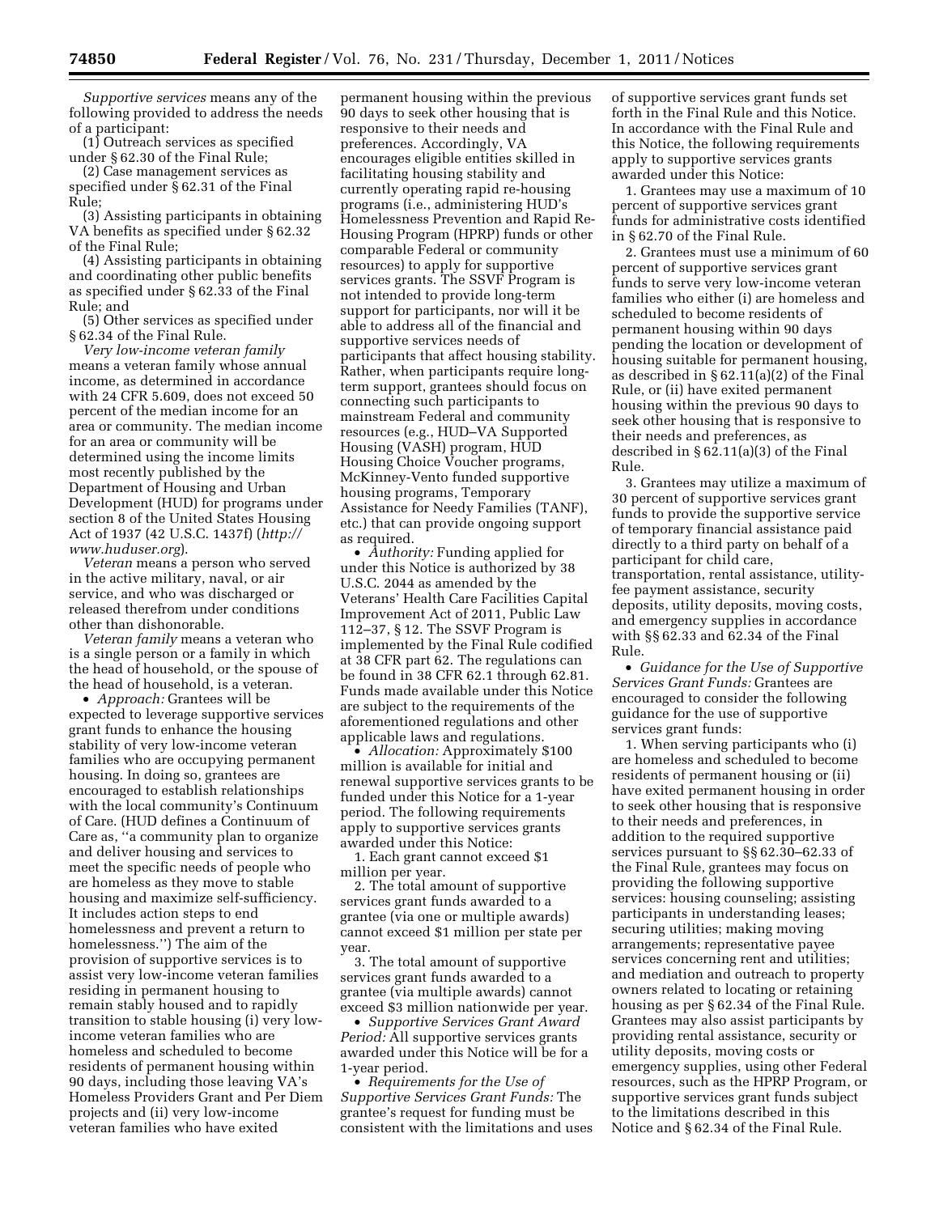*Supportive services* means any of the following provided to address the needs of a participant:

(1) Outreach services as specified under § 62.30 of the Final Rule;

(2) Case management services as specified under § 62.31 of the Final Rule;

(3) Assisting participants in obtaining VA benefits as specified under § 62.32 of the Final Rule;

(4) Assisting participants in obtaining and coordinating other public benefits as specified under § 62.33 of the Final Rule; and

(5) Other services as specified under § 62.34 of the Final Rule.

*Very low-income veteran family* means a veteran family whose annual income, as determined in accordance with 24 CFR 5.609, does not exceed 50 percent of the median income for an area or community. The median income for an area or community will be determined using the income limits most recently published by the Department of Housing and Urban Development (HUD) for programs under section 8 of the United States Housing Act of 1937 (42 U.S.C. 1437f) (*http://www.huduser.org*).

*Veteran* means a person who served in the active military, naval, or air service, and who was discharged or released therefrom under conditions other than dishonorable.

*Veteran family* means a veteran who is a single person or a family in which the head of household, or the spouse of the head of household, is a veteran.

• *Approach:* Grantees will be expected to leverage supportive services grant funds to enhance the housing stability of very low-income veteran families who are occupying permanent housing. In doing so, grantees are encouraged to establish relationships with the local community's Continuum of Care. (HUD defines a Continuum of Care as, ''a community plan to organize and deliver housing and services to meet the specific needs of people who are homeless as they move to stable housing and maximize self-sufficiency. It includes action steps to end homelessness and prevent a return to homelessness.'') The aim of the provision of supportive services is to assist very low-income veteran families residing in permanent housing to remain stably housed and to rapidly transition to stable housing (i) very low-income veteran families who are homeless and scheduled to become residents of permanent housing within 90 days, including those leaving VA's Homeless Providers Grant and Per Diem projects and (ii) very low-income veteran families who have exited permanent housing within the previous 90 days to seek other housing that is responsive to their needs and preferences. Accordingly, VA encourages eligible entities skilled in facilitating housing stability and currently operating rapid re-housing programs (i.e., administering HUD's Homelessness Prevention and Rapid Re-Housing Program (HPRP) funds or other comparable Federal or community resources) to apply for supportive services grants. The SSVF Program is not intended to provide long-term support for participants, nor will it be able to address all of the financial and supportive services needs of participants that affect housing stability. Rather, when participants require long-term support, grantees should focus on connecting such participants to mainstream Federal and community resources (e.g., HUD–VA Supported Housing (VASH) program, HUD Housing Choice Voucher programs, McKinney-Vento funded supportive housing programs, Temporary Assistance for Needy Families (TANF), etc.) that can provide ongoing support as required.

• *Authority:* Funding applied for under this Notice is authorized by 38 U.S.C. 2044 as amended by the Veterans' Health Care Facilities Capital Improvement Act of 2011, Public Law 112–37, § 12. The SSVF Program is implemented by the Final Rule codified at 38 CFR part 62. The regulations can be found in 38 CFR 62.1 through 62.81. Funds made available under this Notice are subject to the requirements of the aforementioned regulations and other applicable laws and regulations.

• *Allocation:* Approximately $100 million is available for initial and renewal supportive services grants to be funded under this Notice for a 1-year period. The following requirements apply to supportive services grants awarded under this Notice:

1. Each grant cannot exceed $1 million per year.

2. The total amount of supportive services grant funds awarded to a grantee (via one or multiple awards) cannot exceed $1 million per state per year.

3. The total amount of supportive services grant funds awarded to a grantee (via multiple awards) cannot exceed $3 million nationwide per year.

• *Supportive Services Grant Award Period:* All supportive services grants awarded under this Notice will be for a 1-year period.

• *Requirements for the Use of Supportive Services Grant Funds:* The grantee's request for funding must be consistent with the limitations and uses of supportive services grant funds set forth in the Final Rule and this Notice. In accordance with the Final Rule and this Notice, the following requirements apply to supportive services grants awarded under this Notice:

1. Grantees may use a maximum of 10 percent of supportive services grant funds for administrative costs identified in § 62.70 of the Final Rule.

2. Grantees must use a minimum of 60 percent of supportive services grant funds to serve very low-income veteran families who either (i) are homeless and scheduled to become residents of permanent housing within 90 days pending the location or development of housing suitable for permanent housing, as described in § 62.11(a)(2) of the Final Rule, or (ii) have exited permanent housing within the previous 90 days to seek other housing that is responsive to their needs and preferences, as described in § 62.11(a)(3) of the Final Rule.

3. Grantees may utilize a maximum of 30 percent of supportive services grant funds to provide the supportive service of temporary financial assistance paid directly to a third party on behalf of a participant for child care, transportation, rental assistance, utility-fee payment assistance, security deposits, utility deposits, moving costs, and emergency supplies in accordance with §§ 62.33 and 62.34 of the Final Rule.

• *Guidance for the Use of Supportive Services Grant Funds:* Grantees are encouraged to consider the following guidance for the use of supportive services grant funds:

1. When serving participants who (i) are homeless and scheduled to become residents of permanent housing or (ii) have exited permanent housing in order to seek other housing that is responsive to their needs and preferences, in addition to the required supportive services pursuant to §§ 62.30–62.33 of the Final Rule, grantees may focus on providing the following supportive services: housing counseling; assisting participants in understanding leases; securing utilities; making moving arrangements; representative payee services concerning rent and utilities; and mediation and outreach to property owners related to locating or retaining housing as per § 62.34 of the Final Rule. Grantees may also assist participants by providing rental assistance, security or utility deposits, moving costs or emergency supplies, using other Federal resources, such as the HPRP Program, or supportive services grant funds subject to the limitations described in this Notice and § 62.34 of the Final Rule.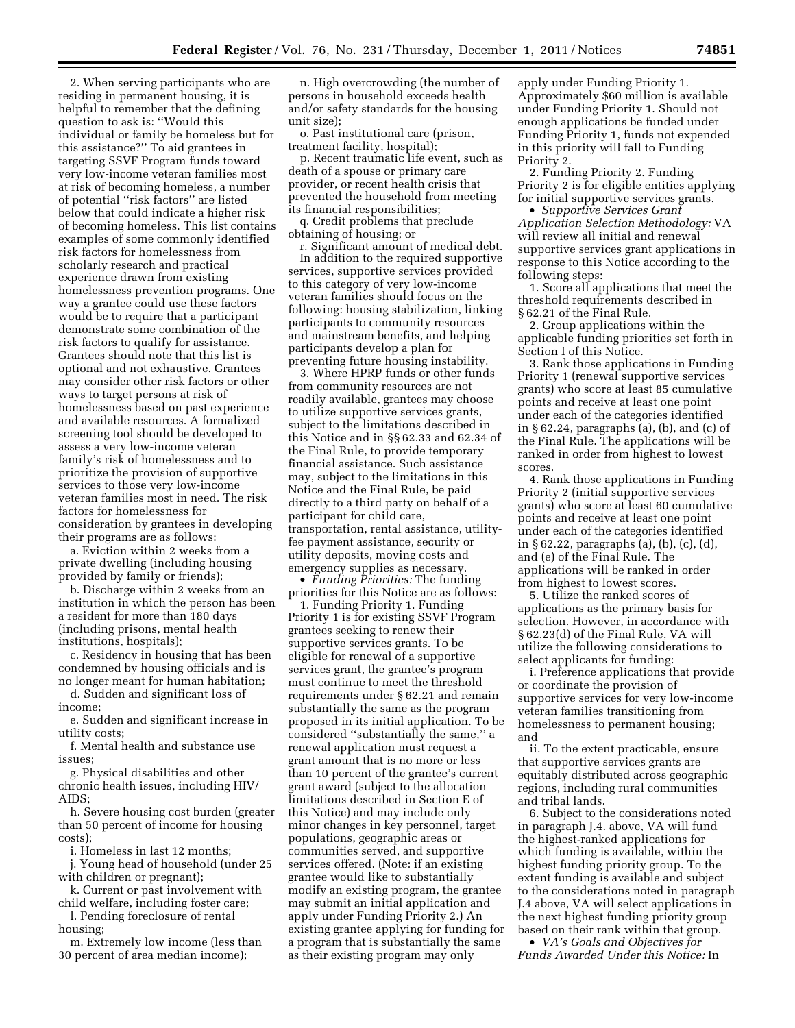2. When serving participants who are residing in permanent housing, it is helpful to remember that the defining question to ask is: ''Would this individual or family be homeless but for this assistance?'' To aid grantees in targeting SSVF Program funds toward very low-income veteran families most at risk of becoming homeless, a number of potential ''risk factors'' are listed below that could indicate a higher risk of becoming homeless. This list contains examples of some commonly identified risk factors for homelessness from scholarly research and practical experience drawn from existing homelessness prevention programs. One way a grantee could use these factors would be to require that a participant demonstrate some combination of the risk factors to qualify for assistance. Grantees should note that this list is optional and not exhaustive. Grantees may consider other risk factors or other ways to target persons at risk of homelessness based on past experience and available resources. A formalized screening tool should be developed to assess a very low-income veteran family's risk of homelessness and to prioritize the provision of supportive services to those very low-income veteran families most in need. The risk factors for homelessness for consideration by grantees in developing their programs are as follows:

a. Eviction within 2 weeks from a private dwelling (including housing provided by family or friends);

b. Discharge within 2 weeks from an institution in which the person has been a resident for more than 180 days (including prisons, mental health institutions, hospitals);

c. Residency in housing that has been condemned by housing officials and is no longer meant for human habitation;

d. Sudden and significant loss of income;

e. Sudden and significant increase in utility costs;

f. Mental health and substance use issues;

g. Physical disabilities and other chronic health issues, including HIV/AIDS;

h. Severe housing cost burden (greater than 50 percent of income for housing costs);

i. Homeless in last 12 months;

j. Young head of household (under 25 with children or pregnant);

k. Current or past involvement with child welfare, including foster care;

l. Pending foreclosure of rental housing;

m. Extremely low income (less than 30 percent of area median income);

n. High overcrowding (the number of persons in household exceeds health and/or safety standards for the housing unit size);

o. Past institutional care (prison, treatment facility, hospital);

p. Recent traumatic life event, such as death of a spouse or primary care provider, or recent health crisis that prevented the household from meeting its financial responsibilities;

q. Credit problems that preclude obtaining of housing; or

r. Significant amount of medical debt.

In addition to the required supportive services, supportive services provided to this category of very low-income veteran families should focus on the following: housing stabilization, linking participants to community resources and mainstream benefits, and helping participants develop a plan for preventing future housing instability.

3. Where HPRP funds or other funds from community resources are not readily available, grantees may choose to utilize supportive services grants, subject to the limitations described in this Notice and in §§ 62.33 and 62.34 of the Final Rule, to provide temporary financial assistance. Such assistance may, subject to the limitations in this Notice and the Final Rule, be paid directly to a third party on behalf of a participant for child care, transportation, rental assistance, utility-fee payment assistance, security or utility deposits, moving costs and emergency supplies as necessary.

- *Funding Priorities:* The funding priorities for this Notice are as follows:

1. Funding Priority 1. Funding Priority 1 is for existing SSVF Program grantees seeking to renew their supportive services grants. To be eligible for renewal of a supportive services grant, the grantee's program must continue to meet the threshold requirements under § 62.21 and remain substantially the same as the program proposed in its initial application. To be considered ''substantially the same,'' a renewal application must request a grant amount that is no more or less than 10 percent of the grantee's current grant award (subject to the allocation limitations described in Section E of this Notice) and may include only minor changes in key personnel, target populations, geographic areas or communities served, and supportive services offered. (Note: if an existing grantee would like to substantially modify an existing program, the grantee may submit an initial application and apply under Funding Priority 2.) An existing grantee applying for funding for a program that is substantially the same as their existing program may only apply under Funding Priority 1. Approximately $60 million is available under Funding Priority 1. Should not enough applications be funded under Funding Priority 1, funds not expended in this priority will fall to Funding Priority 2.

2. Funding Priority 2. Funding Priority 2 is for eligible entities applying for initial supportive services grants.

- *Supportive Services Grant Application Selection Methodology:* VA will review all initial and renewal supportive services grant applications in response to this Notice according to the following steps:

1. Score all applications that meet the threshold requirements described in § 62.21 of the Final Rule.

2. Group applications within the applicable funding priorities set forth in Section I of this Notice.

3. Rank those applications in Funding Priority 1 (renewal supportive services grants) who score at least 85 cumulative points and receive at least one point under each of the categories identified in § 62.24, paragraphs (a), (b), and (c) of the Final Rule. The applications will be ranked in order from highest to lowest scores.

4. Rank those applications in Funding Priority 2 (initial supportive services grants) who score at least 60 cumulative points and receive at least one point under each of the categories identified in § 62.22, paragraphs (a), (b), (c), (d), and (e) of the Final Rule. The applications will be ranked in order from highest to lowest scores.

5. Utilize the ranked scores of applications as the primary basis for selection. However, in accordance with § 62.23(d) of the Final Rule, VA will utilize the following considerations to select applicants for funding:

i. Preference applications that provide or coordinate the provision of supportive services for very low-income veteran families transitioning from homelessness to permanent housing; and

ii. To the extent practicable, ensure that supportive services grants are equitably distributed across geographic regions, including rural communities and tribal lands.

6. Subject to the considerations noted in paragraph J.4. above, VA will fund the highest-ranked applications for which funding is available, within the highest funding priority group. To the extent funding is available and subject to the considerations noted in paragraph J.4 above, VA will select applications in the next highest funding priority group based on their rank within that group.

- *VA's Goals and Objectives for Funds Awarded Under this Notice:* In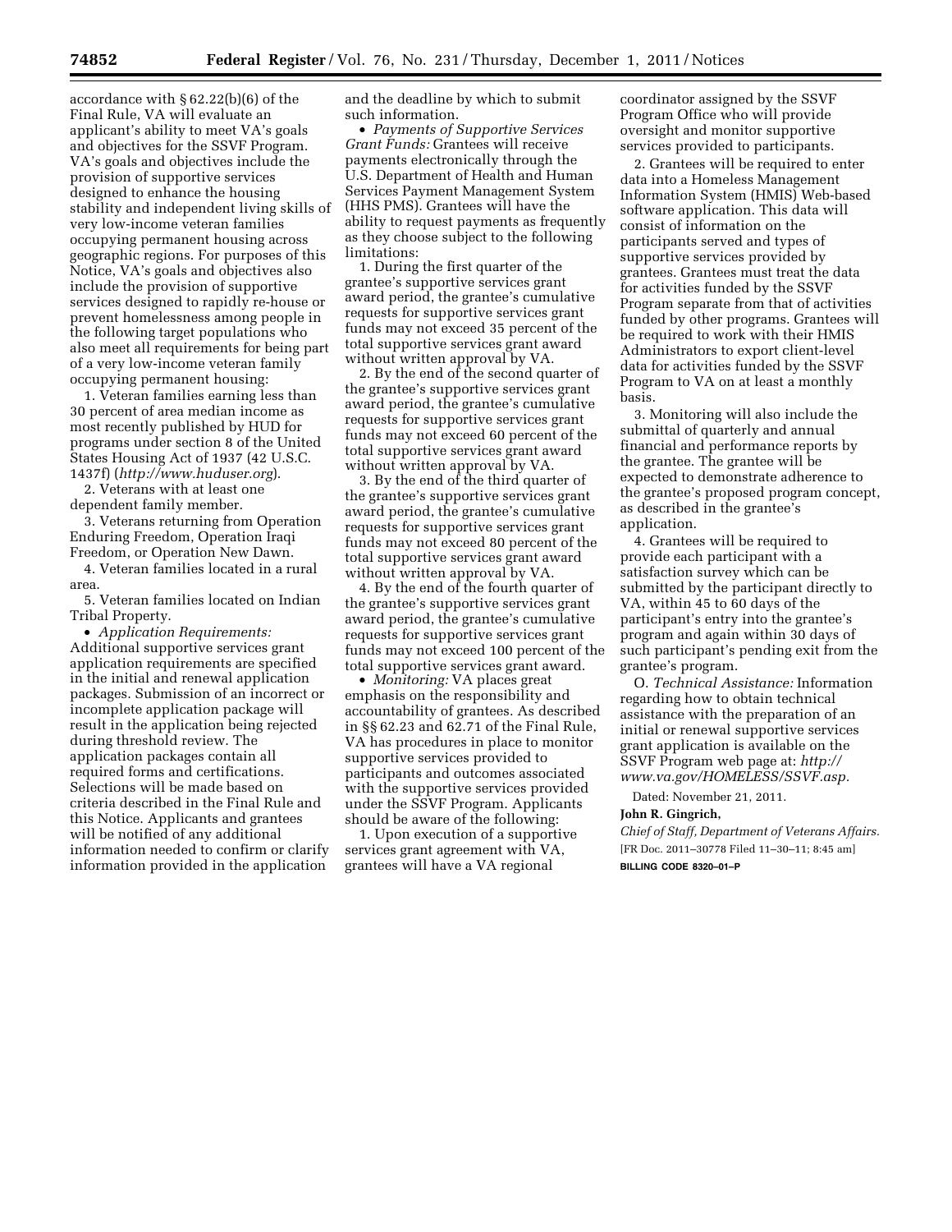accordance with § 62.22(b)(6) of the Final Rule, VA will evaluate an applicant's ability to meet VA's goals and objectives for the SSVF Program. VA's goals and objectives include the provision of supportive services designed to enhance the housing stability and independent living skills of very low-income veteran families occupying permanent housing across geographic regions. For purposes of this Notice, VA's goals and objectives also include the provision of supportive services designed to rapidly re-house or prevent homelessness among people in the following target populations who also meet all requirements for being part of a very low-income veteran family occupying permanent housing:

1. Veteran families earning less than 30 percent of area median income as most recently published by HUD for programs under section 8 of the United States Housing Act of 1937 (42 U.S.C. 1437f) (*http://www.huduser.org*).

2. Veterans with at least one dependent family member.

3. Veterans returning from Operation Enduring Freedom, Operation Iraqi Freedom, or Operation New Dawn.

4. Veteran families located in a rural area.

5. Veteran families located on Indian Tribal Property.

- *Application Requirements:* Additional supportive services grant application requirements are specified in the initial and renewal application packages. Submission of an incorrect or incomplete application package will result in the application being rejected during threshold review. The application packages contain all required forms and certifications. Selections will be made based on criteria described in the Final Rule and this Notice. Applicants and grantees will be notified of any additional information needed to confirm or clarify information provided in the application and the deadline by which to submit such information.

- *Payments of Supportive Services Grant Funds:* Grantees will receive payments electronically through the U.S. Department of Health and Human Services Payment Management System (HHS PMS). Grantees will have the ability to request payments as frequently as they choose subject to the following limitations:

1. During the first quarter of the grantee's supportive services grant award period, the grantee's cumulative requests for supportive services grant funds may not exceed 35 percent of the total supportive services grant award without written approval by VA.

2. By the end of the second quarter of the grantee's supportive services grant award period, the grantee's cumulative requests for supportive services grant funds may not exceed 60 percent of the total supportive services grant award without written approval by VA.

3. By the end of the third quarter of the grantee's supportive services grant award period, the grantee's cumulative requests for supportive services grant funds may not exceed 80 percent of the total supportive services grant award without written approval by VA.

4. By the end of the fourth quarter of the grantee's supportive services grant award period, the grantee's cumulative requests for supportive services grant funds may not exceed 100 percent of the total supportive services grant award.

- *Monitoring:* VA places great emphasis on the responsibility and accountability of grantees. As described in §§ 62.23 and 62.71 of the Final Rule, VA has procedures in place to monitor supportive services provided to participants and outcomes associated with the supportive services provided under the SSVF Program. Applicants should be aware of the following:

1. Upon execution of a supportive services grant agreement with VA, grantees will have a VA regional coordinator assigned by the SSVF Program Office who will provide oversight and monitor supportive services provided to participants.

2. Grantees will be required to enter data into a Homeless Management Information System (HMIS) Web-based software application. This data will consist of information on the participants served and types of supportive services provided by grantees. Grantees must treat the data for activities funded by the SSVF Program separate from that of activities funded by other programs. Grantees will be required to work with their HMIS Administrators to export client-level data for activities funded by the SSVF Program to VA on at least a monthly basis.

3. Monitoring will also include the submittal of quarterly and annual financial and performance reports by the grantee. The grantee will be expected to demonstrate adherence to the grantee's proposed program concept, as described in the grantee's application.

4. Grantees will be required to provide each participant with a satisfaction survey which can be submitted by the participant directly to VA, within 45 to 60 days of the participant's entry into the grantee's program and again within 30 days of such participant's pending exit from the grantee's program.

O. *Technical Assistance:* Information regarding how to obtain technical assistance with the preparation of an initial or renewal supportive services grant application is available on the SSVF Program web page at: *http://www.va.gov/HOMELESS/SSVF.asp.*

Dated: November 21, 2011.

**John R. Gingrich,**

*Chief of Staff, Department of Veterans Affairs.*

[FR Doc. 2011–30778 Filed 11–30–11; 8:45 am]

**BILLING CODE 8320–01–P**